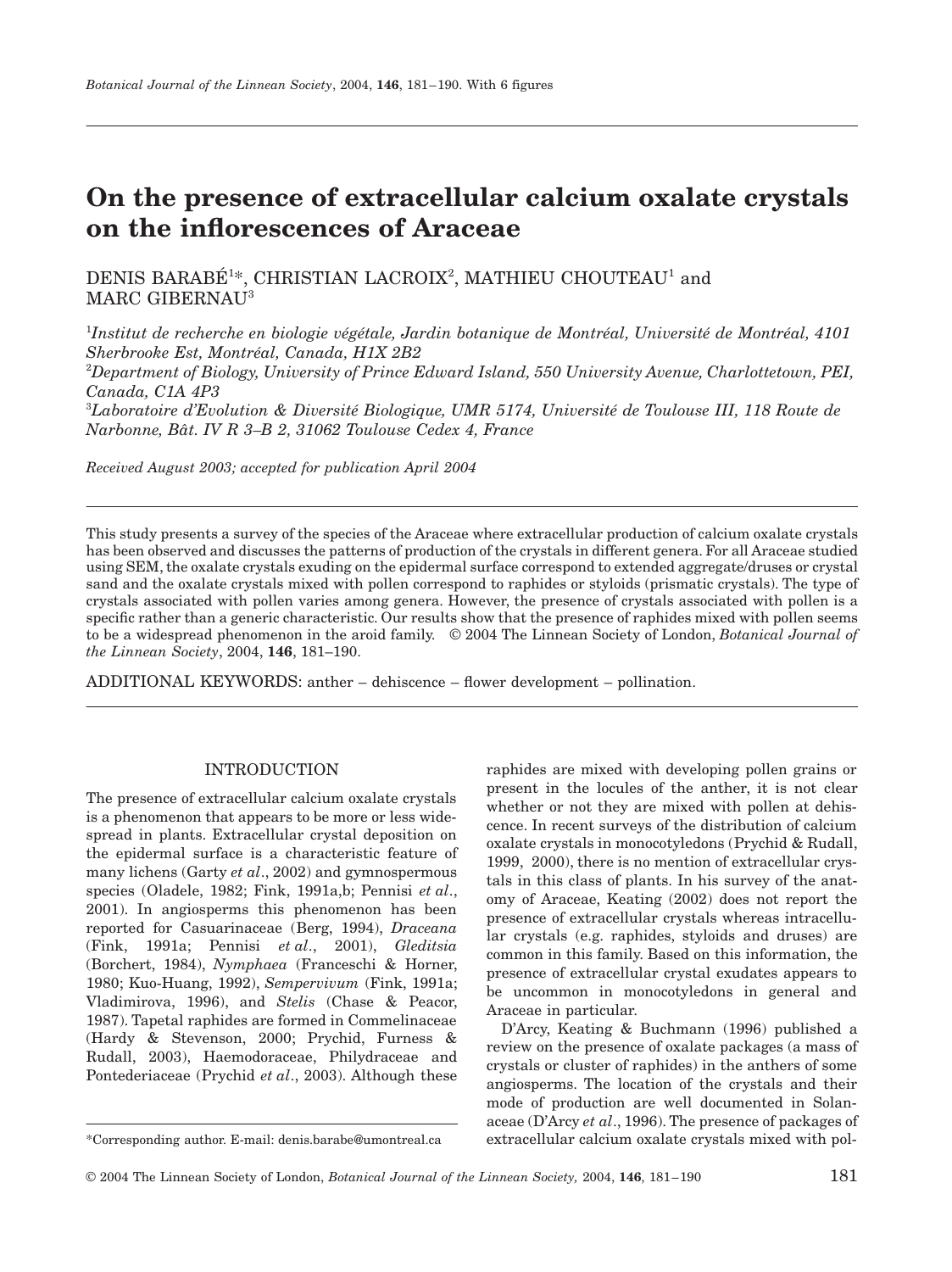# On the presence of extracellular calcium oxalate crystals on the inflorescences of Araceae

DENIS BARABÉ[1]*, CHRISTIAN LACROIX[2], MATHIEU CHOUTEAU[1] and MARC GIBERNAU[3]

[1]*Institut de recherche en biologie végétale, Jardin botanique de Montréal, Université de Montréal, 4101 Sherbrooke Est, Montréal, Canada, H1X 2B2*

[2]*Department of Biology, University of Prince Edward Island, 550 University Avenue, Charlottetown, PEI, Canada, C1A 4P3*

[3]*Laboratoire d'Evolution & Diversité Biologique, UMR 5174, Université de Toulouse III, 118 Route de Narbonne, Bât. IV R 3–B 2, 31062 Toulouse Cedex 4, France*

*Received August 2003; accepted for publication April 2004*

This study presents a survey of the species of the Araceae where extracellular production of calcium oxalate crystals has been observed and discusses the patterns of production of the crystals in different genera. For all Araceae studied using SEM, the oxalate crystals exuding on the epidermal surface correspond to extended aggregate/druses or crystal sand and the oxalate crystals mixed with pollen correspond to raphides or styloids (prismatic crystals). The type of crystals associated with pollen varies among genera. However, the presence of crystals associated with pollen is a specific rather than a generic characteristic. Our results show that the presence of raphides mixed with pollen seems to be a widespread phenomenon in the aroid family. © 2004 The Linnean Society of London, *Botanical Journal of the Linnean Society*, 2004, **146**, 181–190.

ADDITIONAL KEYWORDS: anther – dehiscence – flower development – pollination.

## INTRODUCTION

The presence of extracellular calcium oxalate crystals is a phenomenon that appears to be more or less widespread in plants. Extracellular crystal deposition on the epidermal surface is a characteristic feature of many lichens (Garty *et al*., 2002) and gymnospermous species (Oladele, 1982; Fink, 1991a,b; Pennisi *et al*., 2001). In angiosperms this phenomenon has been reported for Casuarinaceae (Berg, 1994), *Draceana* (Fink, 1991a; Pennisi *et al*., 2001), *Gleditsia* (Borchert, 1984), *Nymphaea* (Franceschi & Horner, 1980; Kuo-Huang, 1992), *Sempervivum* (Fink, 1991a; Vladimirova, 1996), and *Stelis* (Chase & Peacor, 1987). Tapetal raphides are formed in Commelinaceae (Hardy & Stevenson, 2000; Prychid, Furness & Rudall, 2003), Haemodoraceae, Philydraceae and Pontederiaceae (Prychid *et al*., 2003). Although these raphides are mixed with developing pollen grains or present in the locules of the anther, it is not clear whether or not they are mixed with pollen at dehiscence. In recent surveys of the distribution of calcium oxalate crystals in monocotyledons (Prychid & Rudall, 1999, 2000), there is no mention of extracellular crystals in this class of plants. In his survey of the anatomy of Araceae, Keating (2002) does not report the presence of extracellular crystals whereas intracellular crystals (e.g. raphides, styloids and druses) are common in this family. Based on this information, the presence of extracellular crystal exudates appears to be uncommon in monocotyledons in general and Araceae in particular.

D'Arcy, Keating & Buchmann (1996) published a review on the presence of oxalate packages (a mass of crystals or cluster of raphides) in the anthers of some angiosperms. The location of the crystals and their mode of production are well documented in Solanaceae (D'Arcy *et al*., 1996). The presence of packages of extracellular calcium oxalate crystals mixed with pol-

*Corresponding author. E-mail: denis.barabe@umontreal.ca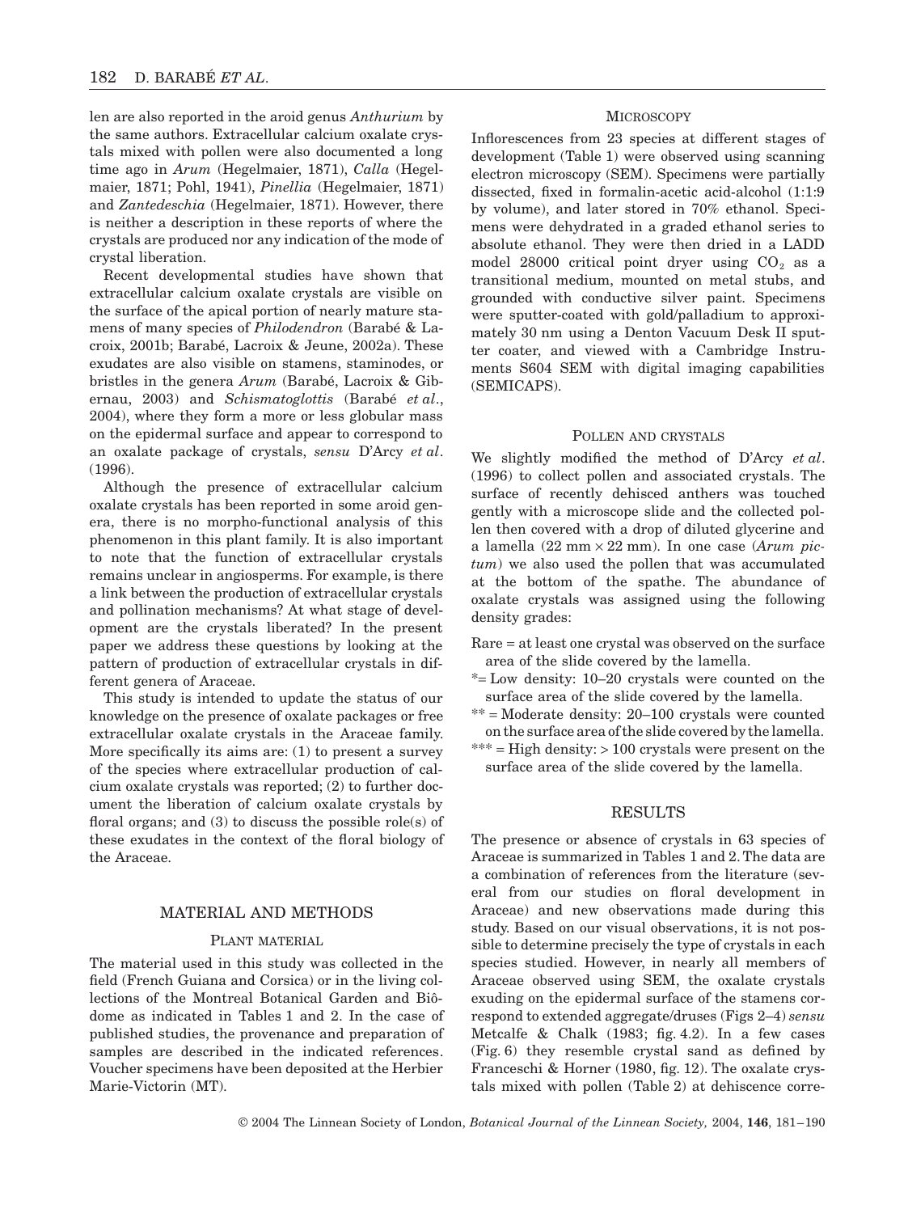len are also reported in the aroid genus *Anthurium* by the same authors. Extracellular calcium oxalate crystals mixed with pollen were also documented a long time ago in *Arum* (Hegelmaier, 1871), *Calla* (Hegelmaier, 1871; Pohl, 1941), *Pinellia* (Hegelmaier, 1871) and *Zantedeschia* (Hegelmaier, 1871). However, there is neither a description in these reports of where the crystals are produced nor any indication of the mode of crystal liberation.

Recent developmental studies have shown that extracellular calcium oxalate crystals are visible on the surface of the apical portion of nearly mature stamens of many species of *Philodendron* (Barabé & Lacroix, 2001b; Barabé, Lacroix & Jeune, 2002a). These exudates are also visible on stamens, staminodes, or bristles in the genera *Arum* (Barabé, Lacroix & Gibernau, 2003) and *Schismatoglottis* (Barabé *et al*., 2004), where they form a more or less globular mass on the epidermal surface and appear to correspond to an oxalate package of crystals, *sensu* D'Arcy *et al*. (1996).

Although the presence of extracellular calcium oxalate crystals has been reported in some aroid genera, there is no morpho-functional analysis of this phenomenon in this plant family. It is also important to note that the function of extracellular crystals remains unclear in angiosperms. For example, is there a link between the production of extracellular crystals and pollination mechanisms? At what stage of development are the crystals liberated? In the present paper we address these questions by looking at the pattern of production of extracellular crystals in different genera of Araceae.

This study is intended to update the status of our knowledge on the presence of oxalate packages or free extracellular oxalate crystals in the Araceae family. More specifically its aims are: (1) to present a survey of the species where extracellular production of calcium oxalate crystals was reported; (2) to further document the liberation of calcium oxalate crystals by floral organs; and (3) to discuss the possible role(s) of these exudates in the context of the floral biology of the Araceae.

## MATERIAL AND METHODS

### Plant material

The material used in this study was collected in the field (French Guiana and Corsica) or in the living collections of the Montreal Botanical Garden and Biôdome as indicated in Tables 1 and 2. In the case of published studies, the provenance and preparation of samples are described in the indicated references. Voucher specimens have been deposited at the Herbier Marie-Victorin (MT).

### Microscopy

Inflorescences from 23 species at different stages of development (Table 1) were observed using scanning electron microscopy (SEM). Specimens were partially dissected, fixed in formalin-acetic acid-alcohol (1:1:9 by volume), and later stored in 70% ethanol. Specimens were dehydrated in a graded ethanol series to absolute ethanol. They were then dried in a LADD model 28000 critical point dryer using $CO_2$ as a transitional medium, mounted on metal stubs, and grounded with conductive silver paint. Specimens were sputter-coated with gold/palladium to approximately 30 nm using a Denton Vacuum Desk II sputter coater, and viewed with a Cambridge Instruments S604 SEM with digital imaging capabilities (SEMICAPS).

### Pollen and crystals

We slightly modified the method of D'Arcy *et al*. (1996) to collect pollen and associated crystals. The surface of recently dehisced anthers was touched gently with a microscope slide and the collected pollen then covered with a drop of diluted glycerine and a lamella (22 mm × 22 mm). In one case (*Arum pictum*) we also used the pollen that was accumulated at the bottom of the spathe. The abundance of oxalate crystals was assigned using the following density grades:

- Rare = at least one crystal was observed on the surface area of the slide covered by the lamella.
- *= Low density: 10–20 crystals were counted on the surface area of the slide covered by the lamella.
- ** = Moderate density: 20–100 crystals were counted on the surface area of the slide covered by the lamella.
- *** = High density: > 100 crystals were present on the surface area of the slide covered by the lamella.

## RESULTS

The presence or absence of crystals in 63 species of Araceae is summarized in Tables 1 and 2. The data are a combination of references from the literature (several from our studies on floral development in Araceae) and new observations made during this study. Based on our visual observations, it is not possible to determine precisely the type of crystals in each species studied. However, in nearly all members of Araceae observed using SEM, the oxalate crystals exuding on the epidermal surface of the stamens correspond to extended aggregate/druses (Figs 2–4) *sensu* Metcalfe & Chalk (1983; fig. 4.2). In a few cases (Fig. 6) they resemble crystal sand as defined by Franceschi & Horner (1980, fig. 12). The oxalate crystals mixed with pollen (Table 2) at dehiscence corre-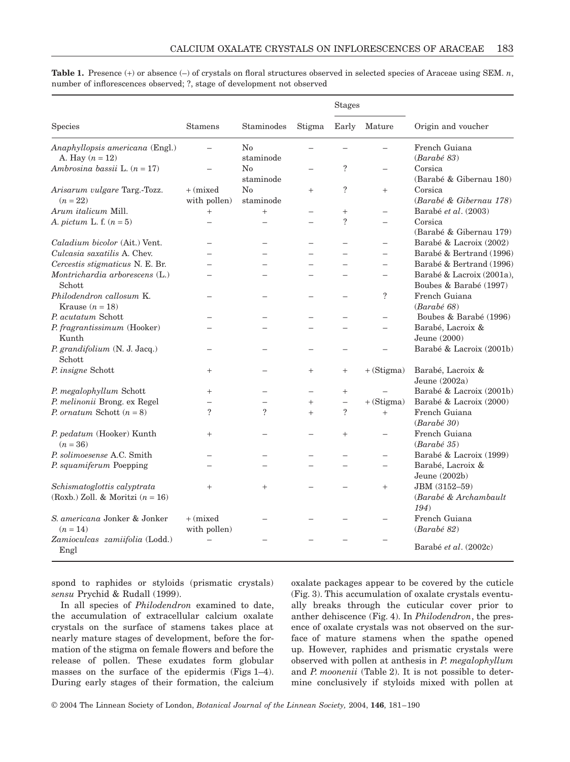**Table 1.** Presence (+) or absence (–) of crystals on floral structures observed in selected species of Araceae using SEM. *n*, number of inflorescences observed; ?, stage of development not observed

| Species | Stamens | Staminodes | Stigma | Stages | | Origin and voucher |
|---|---|---|---|---|---|---|
| | | | | Early | Mature | |
| *Anaphyllopsis americana* (Engl.) A. Hay (*n* = 12) | – | No staminode | – | – | – | French Guiana (*Barabé 83*) |
| *Ambrosina bassii* L. (*n* = 17) | – | No staminode | – | ? | – | Corsica (Barabé & Gibernau 180) |
| *Arisarum vulgare* Targ.-Tozz. (*n* = 22) | + (mixed with pollen) | No staminode | + | ? | + | Corsica (*Barabé & Gibernau 178*) |
| *Arum italicum* Mill. | + | + | – | + | – | Barabé *et al*. (2003) |
| *A. pictum* L. f. (*n* = 5) | – | – | – | ? | – | Corsica (Barabé & Gibernau 179) |
| *Caladium bicolor* (Ait.) Vent. | – | – | – | – | – | Barabé & Lacroix (2002) |
| *Culcasia saxatilis* A. Chev. | – | – | – | – | – | Barabé & Bertrand (1996) |
| *Cercestis stigmaticus* N. E. Br. | – | – | – | – | – | Barabé & Bertrand (1996) |
| *Montrichardia arborescens* (L.) Schott | – | – | – | – | – | Barabé & Lacroix (2001a), Boubes & Barabé (1997) |
| *Philodendron callosum* K. Krause (*n* = 18) | – | – | – | – | ? | French Guiana (*Barabé 68*) |
| *P. acutatum* Schott | – | – | – | – | – | Boubes & Barabé (1996) |
| *P. fragrantissimum* (Hooker) Kunth | – | – | – | – | – | Barabé, Lacroix & Jeune (2000) |
| *P. grandifolium* (N. J. Jacq.) Schott | – | – | – | – | – | Barabé & Lacroix (2001b) |
| *P. insigne* Schott | + | – | + | + | + (Stigma) | Barabé, Lacroix & Jeune (2002a) |
| *P. megalophyllum* Schott | + | – | – | + | – | Barabé & Lacroix (2001b) |
| *P. melinonii* Brong. ex Regel | – | – | + | – | + (Stigma) | Barabé & Lacroix (2000) |
| *P. ornatum* Schott (*n* = 8) | ? | ? | + | ? | + | French Guiana (*Barabé 30*) |
| *P. pedatum* (Hooker) Kunth (*n* = 36) | + | – | – | + | – | French Guiana (*Barabé 35*) |
| *P. solimoesense* A.C. Smith | – | – | – | – | – | Barabé & Lacroix (1999) |
| *P. squamiferum* Poepping | – | – | – | – | – | Barabé, Lacroix & Jeune (2002b) |
| *Schismatoglottis calyptrata* (Roxb.) Zoll. & Moritzi (*n* = 16) | + | + | – | – | + | JBM (3152–59) (*Barabé & Archambault 194*) |
| *S. americana* Jonker & Jonker (*n* = 14) | + (mixed with pollen) | – | – | – | – | French Guiana (*Barabé 82*) |
| *Zamioculcas zamiifolia* (Lodd.) Engl | – | – | – | – | – | Barabé *et al*. (2002c) |

spond to raphides or styloids (prismatic crystals) *sensu* Prychid & Rudall (1999).

In all species of *Philodendron* examined to date, the accumulation of extracellular calcium oxalate crystals on the surface of stamens takes place at nearly mature stages of development, before the formation of the stigma on female flowers and before the release of pollen. These exudates form globular masses on the surface of the epidermis (Figs 1–4). During early stages of their formation, the calcium oxalate packages appear to be covered by the cuticle (Fig. 3). This accumulation of oxalate crystals eventually breaks through the cuticular cover prior to anther dehiscence (Fig. 4). In *Philodendron*, the presence of oxalate crystals was not observed on the surface of mature stamens when the spathe opened up. However, raphides and prismatic crystals were observed with pollen at anthesis in *P. megalophyllum* and *P. moonenii* (Table 2). It is not possible to determine conclusively if styloids mixed with pollen at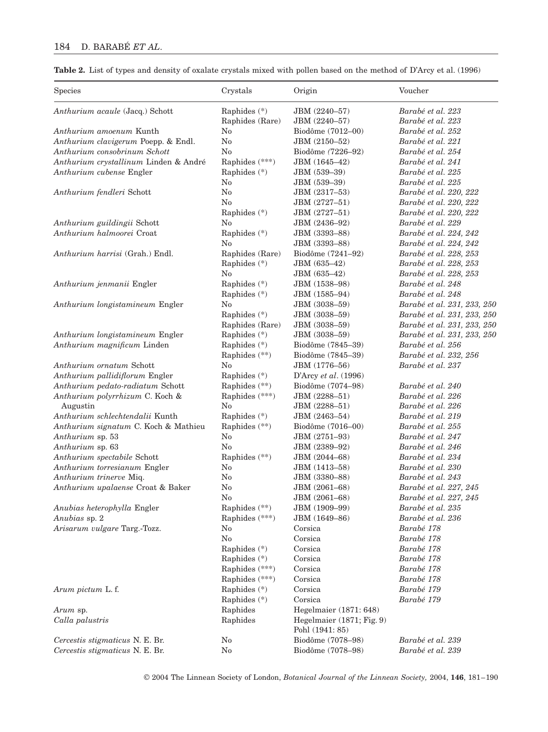**Table 2.** List of types and density of oxalate crystals mixed with pollen based on the method of D'Arcy et al. (1996)

| Species | Crystals | Origin | Voucher |
|---|---|---|---|
| *Anthurium acaule* (Jacq.) Schott | Raphides (*) | JBM (2240–57) | *Barabé et al. 223* |
| | Raphides (Rare) | JBM (2240–57) | *Barabé et al. 223* |
| *Anthurium amoenum* Kunth | No | Biodôme (7012–00) | *Barabé et al. 252* |
| *Anthurium clavigerum* Poepp. & Endl. | No | JBM (2150–52) | *Barabé et al. 221* |
| *Anthurium consobrinum Schott* | No | Biodôme (7226–92) | *Barabé et al. 254* |
| *Anthurium crystallinum* Linden & André | Raphides (***) | JBM (1645–42) | *Barabé et al. 241* |
| *Anthurium cubense* Engler | Raphides (*) | JBM (539–39) | *Barabé et al. 225* |
| | No | JBM (539–39) | *Barabé et al. 225* |
| *Anthurium fendleri* Schott | No | JBM (2317–53) | *Barabé et al. 220, 222* |
| | No | JBM (2727–51) | *Barabé et al. 220, 222* |
| | Raphides (*) | JBM (2727–51) | *Barabé et al. 220, 222* |
| *Anthurium guildingii* Schott | No | JBM (2436–92) | *Barabé et al. 229* |
| *Anthurium halmoorei* Croat | Raphides (*) | JBM (3393–88) | *Barabé et al. 224, 242* |
| | No | JBM (3393–88) | *Barabé et al. 224, 242* |
| *Anthurium harrisi* (Grah.) Endl. | Raphides (Rare) | Biodôme (7241–92) | *Barabé et al. 228, 253* |
| | Raphides (*) | JBM (635–42) | *Barabé et al. 228, 253* |
| | No | JBM (635–42) | *Barabé et al. 228, 253* |
| *Anthurium jenmanii* Engler | Raphides (*) | JBM (1538–98) | *Barabé et al. 248* |
| | Raphides (*) | JBM (1585–94) | *Barabé et al. 248* |
| *Anthurium longistamineum* Engler | No | JBM (3038–59) | *Barabé et al. 231, 233, 250* |
| | Raphides (*) | JBM (3038–59) | *Barabé et al. 231, 233, 250* |
| | Raphides (Rare) | JBM (3038–59) | *Barabé et al. 231, 233, 250* |
| *Anthurium longistamineum* Engler | Raphides (*) | JBM (3038–59) | *Barabé et al. 231, 233, 250* |
| *Anthurium magnificum* Linden | Raphides (*) | Biodôme (7845–39) | *Barabé et al. 256* |
| | Raphides (**) | Biodôme (7845–39) | *Barabé et al. 232, 256* |
| *Anthurium ornatum* Schott | No | JBM (1776–56) | *Barabé et al. 237* |
| *Anthurium pallidiflorum* Engler | Raphides (*) | D'Arcy *et al*. (1996) | |
| *Anthurium pedato-radiatum* Schott | Raphides (**) | Biodôme (7074–98) | *Barabé et al. 240* |
| *Anthurium polyrrhizum* C. Koch & Augustin | Raphides (***) | JBM (2288–51) | *Barabé et al. 226* |
| | No | JBM (2288–51) | *Barabé et al. 226* |
| *Anthurium schlechtendalii* Kunth | Raphides (*) | JBM (2463–54) | *Barabé et al. 219* |
| *Anthurium signatum* C. Koch & Mathieu | Raphides (**) | Biodôme (7016–00) | *Barabé et al. 255* |
| *Anthurium* sp. 53 | No | JBM (2751–93) | *Barabé et al. 247* |
| *Anthurium* sp. 63 | No | JBM (2389–92) | *Barabé et al. 246* |
| *Anthurium spectabile* Schott | Raphides (**) | JBM (2044–68) | *Barabé et al. 234* |
| *Anthurium torresianum* Engler | No | JBM (1413–58) | *Barabé et al. 230* |
| *Anthurium trinerve* Miq. | No | JBM (3380–88) | *Barabé et al. 243* |
| *Anthurium upalaense* Croat & Baker | No | JBM (2061–68) | *Barabé et al. 227, 245* |
| | No | JBM (2061–68) | *Barabé et al. 227, 245* |
| *Anubias heterophylla* Engler | Raphides (**) | JBM (1909–99) | *Barabé et al. 235* |
| *Anubias* sp. 2 | Raphides (***) | JBM (1649–86) | *Barabé et al. 236* |
| *Arisarum vulgare* Targ.-Tozz. | No | Corsica | *Barabé 178* |
| | No | Corsica | *Barabé 178* |
| | Raphides (*) | Corsica | *Barabé 178* |
| | Raphides (*) | Corsica | *Barabé 178* |
| | Raphides (***) | Corsica | *Barabé 178* |
| | Raphides (***) | Corsica | *Barabé 178* |
| *Arum pictum* L. f. | Raphides (*) | Corsica | *Barabé 179* |
| | Raphides (*) | Corsica | *Barabé 179* |
| *Arum* sp. | Raphides | Hegelmaier (1871: 648) | |
| *Calla palustris* | Raphides | Hegelmaier (1871; Fig. 9) Pohl (1941: 85) | |
| *Cercestis stigmaticus* N. E. Br. | No | Biodôme (7078–98) | *Barabé et al. 239* |
| *Cercestis stigmaticus* N. E. Br. | No | Biodôme (7078–98) | *Barabé et al. 239* |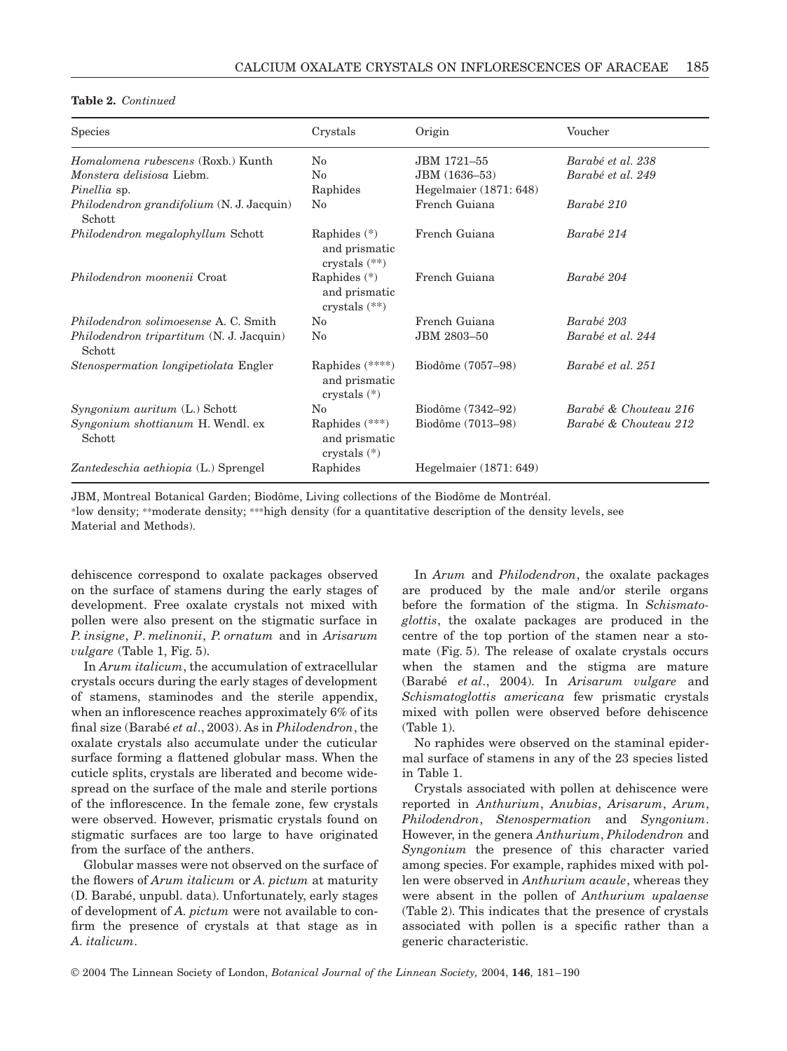**Table 2.** *Continued*

| Species | Crystals | Origin | Voucher |
|---|---|---|---|
| *Homalomena rubescens* (Roxb.) Kunth | No | JBM 1721–55 | *Barabé et al. 238* |
| *Monstera delisiosa* Liebm. | No | JBM (1636–53) | *Barabé et al. 249* |
| *Pinellia* sp. | Raphides | Hegelmaier (1871: 648) | |
| *Philodendron grandifolium* (N. J. Jacquin) Schott | No | French Guiana | *Barabé 210* |
| *Philodendron megalophyllum* Schott | Raphides (*) and prismatic crystals (**) | French Guiana | *Barabé 214* |
| *Philodendron moonenii* Croat | Raphides (*) and prismatic crystals (**) | French Guiana | *Barabé 204* |
| *Philodendron solimoesense* A. C. Smith | No | French Guiana | *Barabé 203* |
| *Philodendron tripartitum* (N. J. Jacquin) Schott | No | JBM 2803–50 | *Barabé et al. 244* |
| *Stenospermation longipetiolata* Engler | Raphides (****) and prismatic crystals (*) | Biodôme (7057–98) | *Barabé et al. 251* |
| *Syngonium auritum* (L.) Schott | No | Biodôme (7342–92) | *Barabé & Chouteau 216* |
| *Syngonium shottianum* H. Wendl. ex Schott | Raphides (***) and prismatic crystals (*) | Biodôme (7013–98) | *Barabé & Chouteau 212* |
| *Zantedeschia aethiopia* (L.) Sprengel | Raphides | Hegelmaier (1871: 649) | |

JBM, Montreal Botanical Garden; Biodôme, Living collections of the Biodôme de Montréal.
*low density; **moderate density; ***high density (for a quantitative description of the density levels, see Material and Methods).

dehiscence correspond to oxalate packages observed on the surface of stamens during the early stages of development. Free oxalate crystals not mixed with pollen were also present on the stigmatic surface in *P. insigne*, *P. melinonii*, *P. ornatum* and in *Arisarum vulgare* (Table 1, Fig. 5).

In *Arum italicum*, the accumulation of extracellular crystals occurs during the early stages of development of stamens, staminodes and the sterile appendix, when an inflorescence reaches approximately 6% of its final size (Barabé *et al*., 2003). As in *Philodendron*, the oxalate crystals also accumulate under the cuticular surface forming a flattened globular mass. When the cuticle splits, crystals are liberated and become widespread on the surface of the male and sterile portions of the inflorescence. In the female zone, few crystals were observed. However, prismatic crystals found on stigmatic surfaces are too large to have originated from the surface of the anthers.

Globular masses were not observed on the surface of the flowers of *Arum italicum* or *A. pictum* at maturity (D. Barabé, unpubl. data). Unfortunately, early stages of development of *A. pictum* were not available to confirm the presence of crystals at that stage as in *A. italicum*.

In *Arum* and *Philodendron*, the oxalate packages are produced by the male and/or sterile organs before the formation of the stigma. In *Schismatoglottis*, the oxalate packages are produced in the centre of the top portion of the stamen near a stomate (Fig. 5). The release of oxalate crystals occurs when the stamen and the stigma are mature (Barabé *et al*., 2004). In *Arisarum vulgare* and *Schismatoglottis americana* few prismatic crystals mixed with pollen were observed before dehiscence (Table 1).

No raphides were observed on the staminal epidermal surface of stamens in any of the 23 species listed in Table 1.

Crystals associated with pollen at dehiscence were reported in *Anthurium*, *Anubias*, *Arisarum*, *Arum*, *Philodendron*, *Stenospermation* and *Syngonium*. However, in the genera *Anthurium*, *Philodendron* and *Syngonium* the presence of this character varied among species. For example, raphides mixed with pollen were observed in *Anthurium acaule*, whereas they were absent in the pollen of *Anthurium upalaense* (Table 2). This indicates that the presence of crystals associated with pollen is a specific rather than a generic characteristic.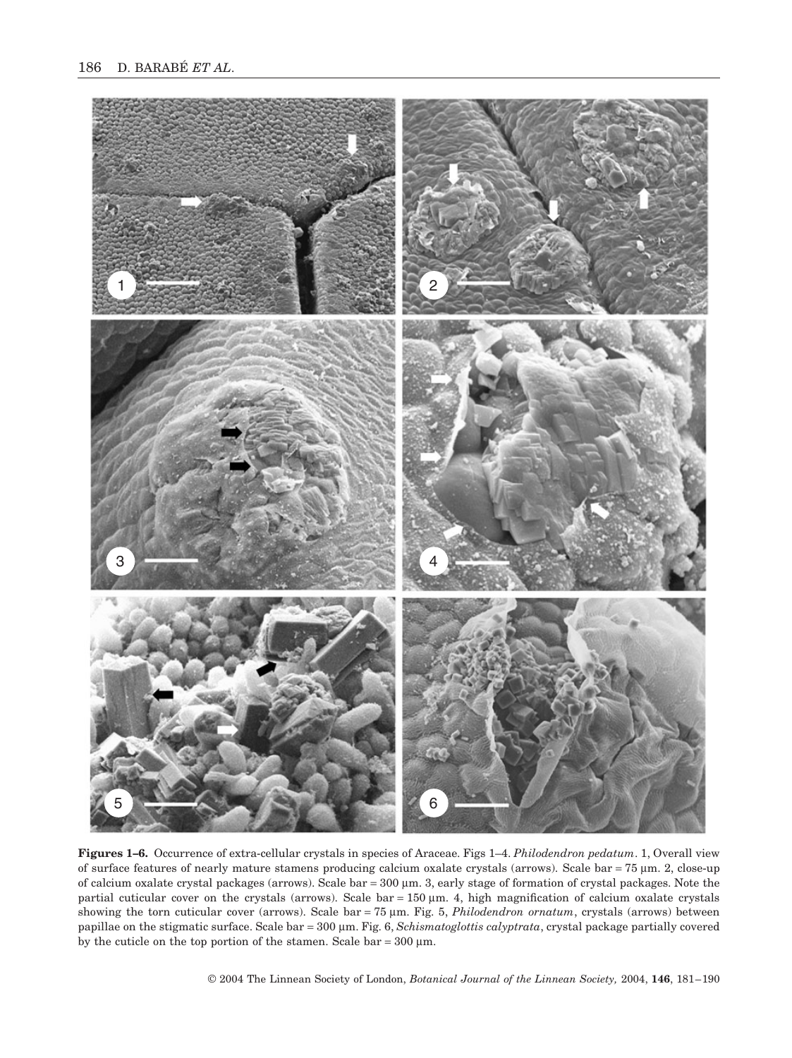**Figures 1–6.** Occurrence of extra-cellular crystals in species of Araceae. Figs 1–4. *Philodendron pedatum*. 1, Overall view of surface features of nearly mature stamens producing calcium oxalate crystals (arrows). Scale bar = 75 μm. 2, close-up of calcium oxalate crystal packages (arrows). Scale bar = 300 μm. 3, early stage of formation of crystal packages. Note the partial cuticular cover on the crystals (arrows). Scale bar = 150 μm. 4, high magnification of calcium oxalate crystals showing the torn cuticular cover (arrows). Scale bar = 75 μm. Fig. 5, *Philodendron ornatum*, crystals (arrows) between papillae on the stigmatic surface. Scale bar = 300 μm. Fig. 6, *Schismatoglottis calyptrata*, crystal package partially covered by the cuticle on the top portion of the stamen. Scale bar = 300 μm.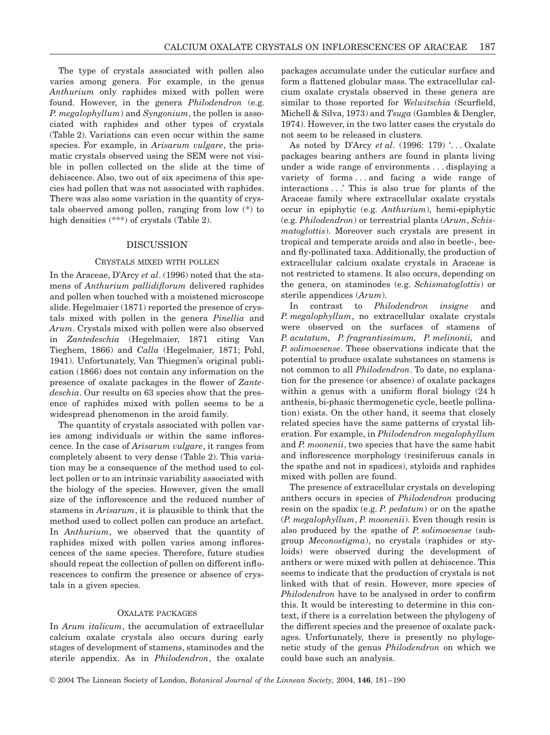The type of crystals associated with pollen also varies among genera. For example, in the genus *Anthurium* only raphides mixed with pollen were found. However, in the genera *Philodendron* (e.g. *P. megalophyllum*) and *Syngonium*, the pollen is associated with raphides and other types of crystals (Table 2). Variations can even occur within the same species. For example, in *Arisarum vulgare*, the prismatic crystals observed using the SEM were not visible in pollen collected on the slide at the time of dehiscence. Also, two out of six specimens of this species had pollen that was not associated with raphides. There was also some variation in the quantity of crystals observed among pollen, ranging from low (*) to high densities (***) of crystals (Table 2).

## DISCUSSION

### CRYSTALS MIXED WITH POLLEN

In the Araceae, D'Arcy *et al*. (1996) noted that the stamens of *Anthurium pallidiflorum* delivered raphides and pollen when touched with a moistened microscope slide. Hegelmaier (1871) reported the presence of crystals mixed with pollen in the genera *Pinellia* and *Arum*. Crystals mixed with pollen were also observed in *Zantedeschia* (Hegelmaier, 1871 citing Van Tieghem, 1866) and *Calla* (Hegelmaier, 1871; Pohl, 1941). Unfortunately, Van Thiegmen's original publication (1866) does not contain any information on the presence of oxalate packages in the flower of *Zantedeschia*. Our results on 63 species show that the presence of raphides mixed with pollen seems to be a widespread phenomenon in the aroid family.

The quantity of crystals associated with pollen varies among individuals or within the same inflorescence. In the case of *Arisarum vulgare*, it ranges from completely absent to very dense (Table 2). This variation may be a consequence of the method used to collect pollen or to an intrinsic variability associated with the biology of the species. However, given the small size of the inflorescence and the reduced number of stamens in *Arisarum*, it is plausible to think that the method used to collect pollen can produce an artefact. In *Anthurium*, we observed that the quantity of raphides mixed with pollen varies among inflorescences of the same species. Therefore, future studies should repeat the collection of pollen on different inflorescences to confirm the presence or absence of crystals in a given species.

### OXALATE PACKAGES

In *Arum italicum*, the accumulation of extracellular calcium oxalate crystals also occurs during early stages of development of stamens, staminodes and the sterile appendix. As in *Philodendron*, the oxalate packages accumulate under the cuticular surface and form a flattened globular mass. The extracellular calcium oxalate crystals observed in these genera are similar to those reported for *Welwitschia* (Scurfield, Michell & Silva, 1973) and *Tsuga* (Gambles & Dengler, 1974). However, in the two latter cases the crystals do not seem to be released in clusters.

As noted by D'Arcy *et al*. (1996: 179) '. . . Oxalate packages bearing anthers are found in plants living under a wide range of environments . . . displaying a variety of forms . . . and facing a wide range of interactions . . .' This is also true for plants of the Araceae family where extracellular oxalate crystals occur in epiphytic (e.g. *Anthurium*), hemi-epiphytic (e.g. *Philodendron*) or terrestrial plants (*Arum*, *Schismatoglottis*). Moreover such crystals are present in tropical and temperate aroids and also in beetle-, bee- and fly-pollinated taxa. Additionally, the production of extracellular calcium oxalate crystals in Araceae is not restricted to stamens. It also occurs, depending on the genera, on staminodes (e.g. *Schismatoglottis*) or sterile appendices (*Arum*).

In contrast to *Philodendron insigne* and *P. megalophyllum*, no extracellular oxalate crystals were observed on the surfaces of stamens of *P. acutatum, P. fragrantissimum, P. melinonii,* and *P. solimoesense*. These observations indicate that the potential to produce oxalate substances on stamens is not common to all *Philodendron*. To date, no explanation for the presence (or absence) of oxalate packages within a genus with a uniform floral biology (24 h anthesis, bi-phasic thermogenetic cycle, beetle pollination) exists. On the other hand, it seems that closely related species have the same patterns of crystal liberation. For example, in *Philodendron megalophyllum* and *P. moonenii*, two species that have the same habit and inflorescence morphology (resiniferous canals in the spathe and not in spadices), styloids and raphides mixed with pollen are found.

The presence of extracellular crystals on developing anthers occurs in species of *Philodendron* producing resin on the spadix (e.g. *P. pedatum*) or on the spathe (*P. megalophyllum*, *P. moonenii*). Even though resin is also produced by the spathe of *P. solimoesense* (subgroup *Meconostigma*), no crystals (raphides or styloids) were observed during the development of anthers or were mixed with pollen at dehiscence. This seems to indicate that the production of crystals is not linked with that of resin. However, more species of *Philodendron* have to be analysed in order to confirm this. It would be interesting to determine in this context, if there is a correlation between the phylogeny of the different species and the presence of oxalate packages. Unfortunately, there is presently no phylogenetic study of the genus *Philodendron* on which we could base such an analysis.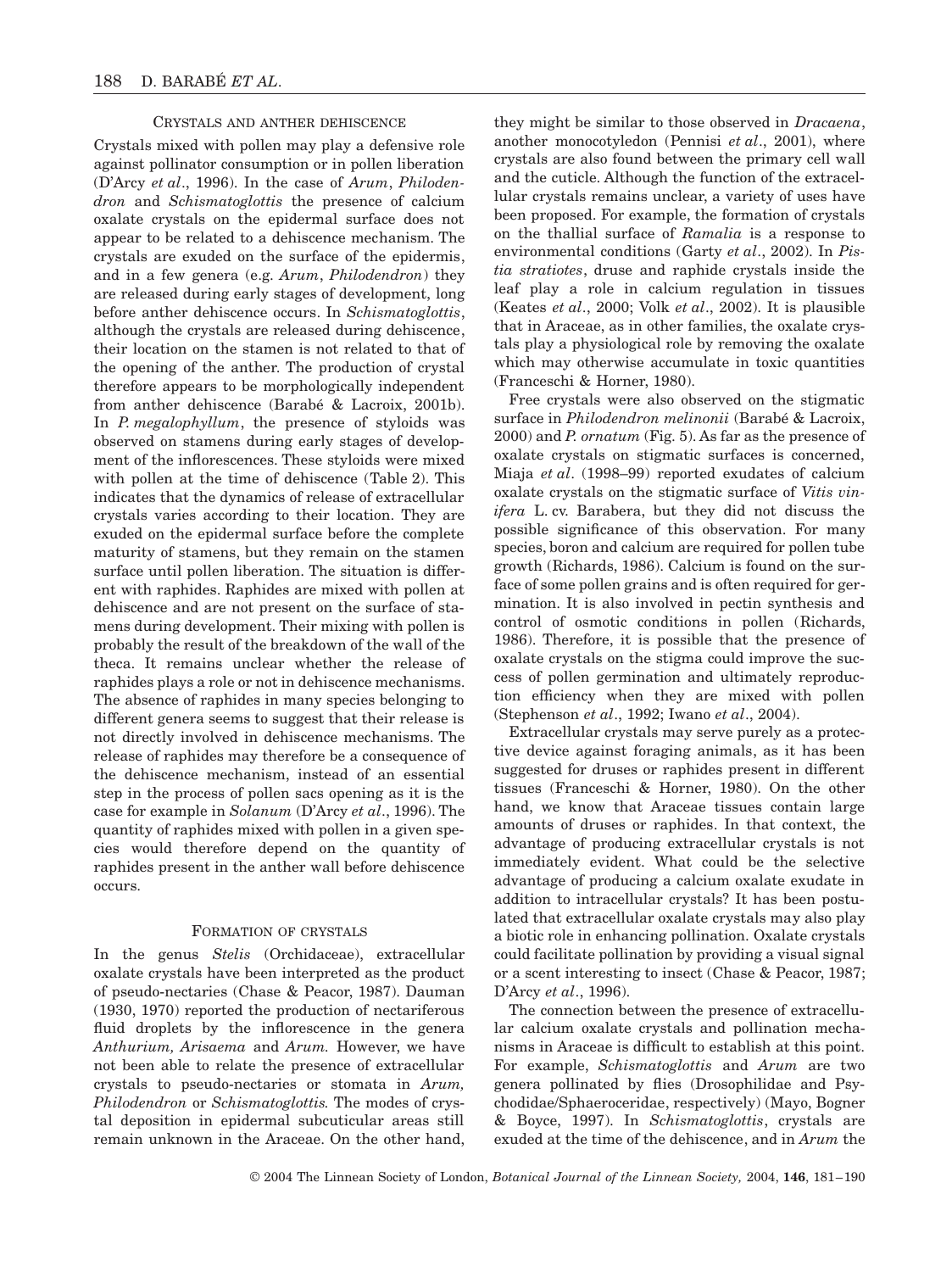## Crystals and anther dehiscence

Crystals mixed with pollen may play a defensive role against pollinator consumption or in pollen liberation (D'Arcy *et al*., 1996). In the case of *Arum*, *Philodendron* and *Schismatoglottis* the presence of calcium oxalate crystals on the epidermal surface does not appear to be related to a dehiscence mechanism. The crystals are exuded on the surface of the epidermis, and in a few genera (e.g. *Arum*, *Philodendron*) they are released during early stages of development, long before anther dehiscence occurs. In *Schismatoglottis*, although the crystals are released during dehiscence, their location on the stamen is not related to that of the opening of the anther. The production of crystal therefore appears to be morphologically independent from anther dehiscence (Barabé & Lacroix, 2001b). In *P. megalophyllum*, the presence of styloids was observed on stamens during early stages of development of the inflorescences. These styloids were mixed with pollen at the time of dehiscence (Table 2). This indicates that the dynamics of release of extracellular crystals varies according to their location. They are exuded on the epidermal surface before the complete maturity of stamens, but they remain on the stamen surface until pollen liberation. The situation is different with raphides. Raphides are mixed with pollen at dehiscence and are not present on the surface of stamens during development. Their mixing with pollen is probably the result of the breakdown of the wall of the theca. It remains unclear whether the release of raphides plays a role or not in dehiscence mechanisms. The absence of raphides in many species belonging to different genera seems to suggest that their release is not directly involved in dehiscence mechanisms. The release of raphides may therefore be a consequence of the dehiscence mechanism, instead of an essential step in the process of pollen sacs opening as it is the case for example in *Solanum* (D'Arcy *et al*., 1996). The quantity of raphides mixed with pollen in a given species would therefore depend on the quantity of raphides present in the anther wall before dehiscence occurs.

## Formation of crystals

In the genus *Stelis* (Orchidaceae), extracellular oxalate crystals have been interpreted as the product of pseudo-nectaries (Chase & Peacor, 1987). Dauman (1930, 1970) reported the production of nectariferous fluid droplets by the inflorescence in the genera *Anthurium, Arisaema* and *Arum.* However, we have not been able to relate the presence of extracellular crystals to pseudo-nectaries or stomata in *Arum, Philodendron* or *Schismatoglottis.* The modes of crystal deposition in epidermal subcuticular areas still remain unknown in the Araceae. On the other hand, they might be similar to those observed in *Dracaena*, another monocotyledon (Pennisi *et al*., 2001), where crystals are also found between the primary cell wall and the cuticle. Although the function of the extracellular crystals remains unclear, a variety of uses have been proposed. For example, the formation of crystals on the thallial surface of *Ramalia* is a response to environmental conditions (Garty *et al*., 2002). In *Pistia stratiotes*, druse and raphide crystals inside the leaf play a role in calcium regulation in tissues (Keates *et al*., 2000; Volk *et al*., 2002). It is plausible that in Araceae, as in other families, the oxalate crystals play a physiological role by removing the oxalate which may otherwise accumulate in toxic quantities (Franceschi & Horner, 1980).

Free crystals were also observed on the stigmatic surface in *Philodendron melinonii* (Barabé & Lacroix, 2000) and *P. ornatum* (Fig. 5). As far as the presence of oxalate crystals on stigmatic surfaces is concerned, Miaja *et al*. (1998–99) reported exudates of calcium oxalate crystals on the stigmatic surface of *Vitis vinifera* L. cv. Barabera, but they did not discuss the possible significance of this observation. For many species, boron and calcium are required for pollen tube growth (Richards, 1986). Calcium is found on the surface of some pollen grains and is often required for germination. It is also involved in pectin synthesis and control of osmotic conditions in pollen (Richards, 1986). Therefore, it is possible that the presence of oxalate crystals on the stigma could improve the success of pollen germination and ultimately reproduction efficiency when they are mixed with pollen (Stephenson *et al*., 1992; Iwano *et al*., 2004).

Extracellular crystals may serve purely as a protective device against foraging animals, as it has been suggested for druses or raphides present in different tissues (Franceschi & Horner, 1980). On the other hand, we know that Araceae tissues contain large amounts of druses or raphides. In that context, the advantage of producing extracellular crystals is not immediately evident. What could be the selective advantage of producing a calcium oxalate exudate in addition to intracellular crystals? It has been postulated that extracellular oxalate crystals may also play a biotic role in enhancing pollination. Oxalate crystals could facilitate pollination by providing a visual signal or a scent interesting to insect (Chase & Peacor, 1987; D'Arcy *et al*., 1996).

The connection between the presence of extracellular calcium oxalate crystals and pollination mechanisms in Araceae is difficult to establish at this point. For example, *Schismatoglottis* and *Arum* are two genera pollinated by flies (Drosophilidae and Psychodidae/Sphaeroceridae, respectively) (Mayo, Bogner & Boyce, 1997). In *Schismatoglottis*, crystals are exuded at the time of the dehiscence, and in *Arum* the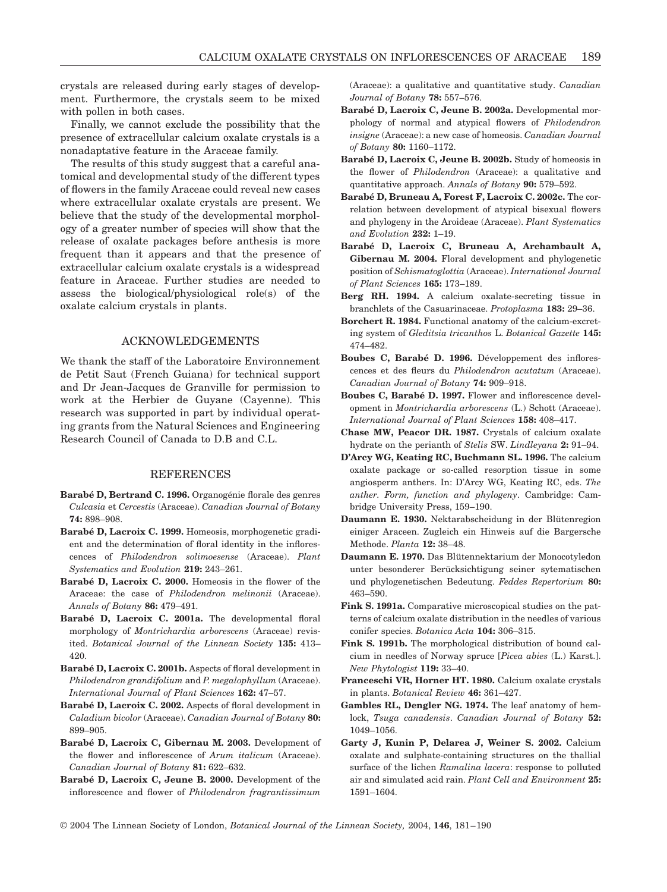crystals are released during early stages of development. Furthermore, the crystals seem to be mixed with pollen in both cases.

Finally, we cannot exclude the possibility that the presence of extracellular calcium oxalate crystals is a nonadaptative feature in the Araceae family.

The results of this study suggest that a careful anatomical and developmental study of the different types of flowers in the family Araceae could reveal new cases where extracellular oxalate crystals are present. We believe that the study of the developmental morphology of a greater number of species will show that the release of oxalate packages before anthesis is more frequent than it appears and that the presence of extracellular calcium oxalate crystals is a widespread feature in Araceae. Further studies are needed to assess the biological/physiological role(s) of the oxalate calcium crystals in plants.

## ACKNOWLEDGEMENTS

We thank the staff of the Laboratoire Environnement de Petit Saut (French Guiana) for technical support and Dr Jean-Jacques de Granville for permission to work at the Herbier de Guyane (Cayenne). This research was supported in part by individual operating grants from the Natural Sciences and Engineering Research Council of Canada to D.B and C.L.

## REFERENCES

**Barabé D, Bertrand C. 1996.** Organogénie florale des genres *Culcasia* et *Cercestis* (Araceae). *Canadian Journal of Botany* **74:** 898–908.

**Barabé D, Lacroix C. 1999.** Homeosis, morphogenetic gradient and the determination of floral identity in the inflorescences of *Philodendron solimoesense* (Araceae). *Plant Systematics and Evolution* **219:** 243–261.

**Barabé D, Lacroix C. 2000.** Homeosis in the flower of the Araceae: the case of *Philodendron melinonii* (Araceae). *Annals of Botany* **86:** 479–491.

**Barabé D, Lacroix C. 2001a.** The developmental floral morphology of *Montrichardia arborescens* (Araceae) revisited. *Botanical Journal of the Linnean Society* **135:** 413–420.

**Barabé D, Lacroix C. 2001b.** Aspects of floral development in *Philodendron grandifolium* and *P. megalophyllum* (Araceae). *International Journal of Plant Sciences* **162:** 47–57.

**Barabé D, Lacroix C. 2002.** Aspects of floral development in *Caladium bicolor* (Araceae). *Canadian Journal of Botany* **80:** 899–905.

**Barabé D, Lacroix C, Gibernau M. 2003.** Development of the flower and inflorescence of *Arum italicum* (Araceae). *Canadian Journal of Botany* **81:** 622–632.

**Barabé D, Lacroix C, Jeune B. 2000.** Development of the inflorescence and flower of *Philodendron fragrantissimum* (Araceae): a qualitative and quantitative study. *Canadian Journal of Botany* **78:** 557–576.

**Barabé D, Lacroix C, Jeune B. 2002a.** Developmental morphology of normal and atypical flowers of *Philodendron insigne* (Araceae): a new case of homeosis. *Canadian Journal of Botany* **80:** 1160–1172.

**Barabé D, Lacroix C, Jeune B. 2002b.** Study of homeosis in the flower of *Philodendron* (Araceae): a qualitative and quantitative approach. *Annals of Botany* **90:** 579–592.

**Barabé D, Bruneau A, Forest F, Lacroix C. 2002c.** The correlation between development of atypical bisexual flowers and phylogeny in the Aroideae (Araceae). *Plant Systematics and Evolution* **232:** 1–19.

**Barabé D, Lacroix C, Bruneau A, Archambault A, Gibernau M. 2004.** Floral development and phylogenetic position of *Schismatoglottis* (Araceae). *International Journal of Plant Sciences* **165:** 173–189.

**Berg RH. 1994.** A calcium oxalate-secreting tissue in branchlets of the Casuarinaceae. *Protoplasma* **183:** 29–36.

**Borchert R. 1984.** Functional anatomy of the calcium-excreting system of *Gleditsia tricanthos* L. *Botanical Gazette* **145:** 474–482.

**Boubes C, Barabé D. 1996.** Développement des inflorescences et des fleurs du *Philodendron acutatum* (Araceae). *Canadian Journal of Botany* **74:** 909–918.

**Boubes C, Barabé D. 1997.** Flower and inflorescence development in *Montrichardia arborescens* (L.) Schott (Araceae). *International Journal of Plant Sciences* **158:** 408–417.

**Chase MW, Peacor DR. 1987.** Crystals of calcium oxalate hydrate on the perianth of *Stelis* SW. *Lindleyana* **2:** 91–94.

**D'Arcy WG, Keating RC, Buchmann SL. 1996.** The calcium oxalate package or so-called resorption tissue in some angiosperm anthers. In: D'Arcy WG, Keating RC, eds. *The anther. Form, function and phylogeny*. Cambridge: Cambridge University Press, 159–190.

**Daumann E. 1930.** Nektarabscheidung in der Blütenregion einiger Araceen. Zugleich ein Hinweis auf die Bargersche Methode. *Planta* **12:** 38–48.

**Daumann E. 1970.** Das Blütennektarium der Monocotyledon unter besonderer Berücksichtigung seiner sytematischen und phylogenetischen Bedeutung. *Feddes Repertorium* **80:** 463–590.

**Fink S. 1991a.** Comparative microscopical studies on the patterns of calcium oxalate distribution in the needles of various conifer species. *Botanica Acta* **104:** 306–315.

**Fink S. 1991b.** The morphological distribution of bound calcium in needles of Norway spruce [*Picea abies* (L.) Karst.]. *New Phytologist* **119:** 33–40.

**Franceschi VR, Horner HT. 1980.** Calcium oxalate crystals in plants. *Botanical Review* **46:** 361–427.

**Gambles RL, Dengler NG. 1974.** The leaf anatomy of hemlock, *Tsuga canadensis*. *Canadian Journal of Botany* **52:** 1049–1056.

**Garty J, Kunin P, Delarea J, Weiner S. 2002.** Calcium oxalate and sulphate-containing structures on the thallial surface of the lichen *Ramalina lacera*: response to polluted air and simulated acid rain. *Plant Cell and Environment* **25:** 1591–1604.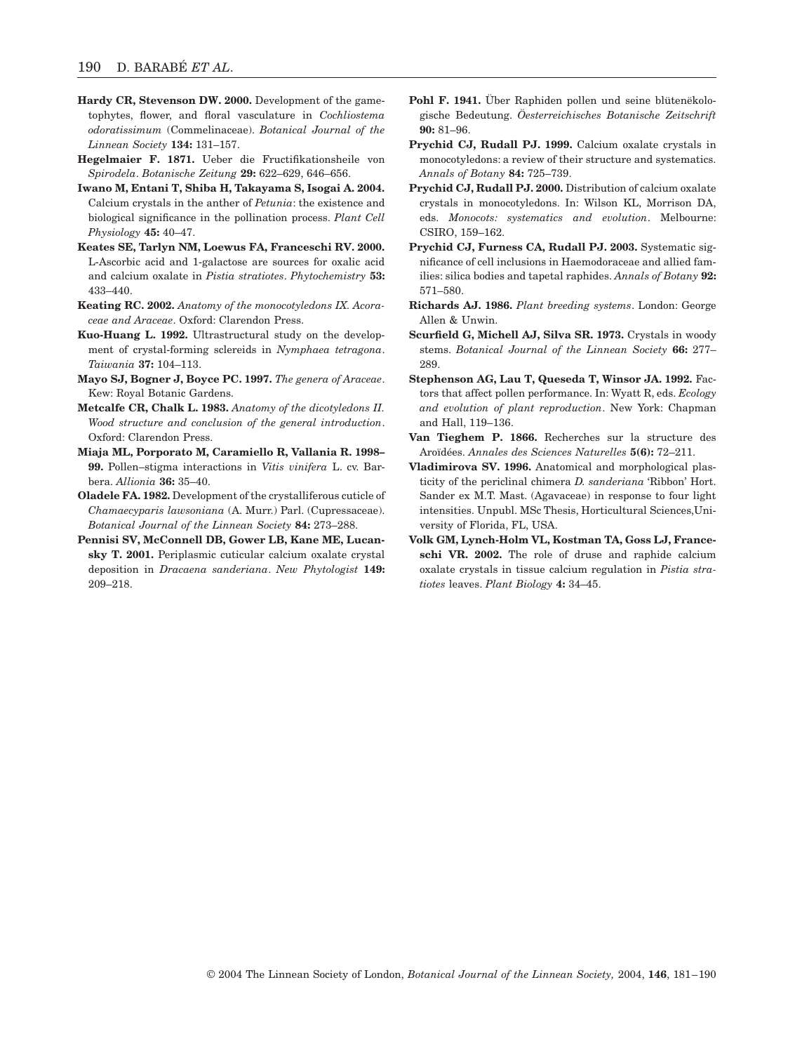**Hardy CR, Stevenson DW. 2000.** Development of the gametophytes, flower, and floral vasculature in *Cochliostema odoratissimum* (Commelinaceae). *Botanical Journal of the Linnean Society* **134:** 131–157.

**Hegelmaier F. 1871.** Ueber die Fructifikationsheile von *Spirodela*. *Botanische Zeitung* **29:** 622–629, 646–656.

**Iwano M, Entani T, Shiba H, Takayama S, Isogai A. 2004.** Calcium crystals in the anther of *Petunia*: the existence and biological significance in the pollination process. *Plant Cell Physiology* **45:** 40–47.

**Keates SE, Tarlyn NM, Loewus FA, Franceschi RV. 2000.** L-Ascorbic acid and 1-galactose are sources for oxalic acid and calcium oxalate in *Pistia stratiotes*. *Phytochemistry* **53:** 433–440.

**Keating RC. 2002.** *Anatomy of the monocotyledons IX. Acoraceae and Araceae*. Oxford: Clarendon Press.

**Kuo-Huang L. 1992.** Ultrastructural study on the development of crystal-forming sclereids in *Nymphaea tetragona*. *Taiwania* **37:** 104–113.

**Mayo SJ, Bogner J, Boyce PC. 1997.** *The genera of Araceae*. Kew: Royal Botanic Gardens.

**Metcalfe CR, Chalk L. 1983.** *Anatomy of the dicotyledons II. Wood structure and conclusion of the general introduction*. Oxford: Clarendon Press.

**Miaja ML, Porporato M, Caramiello R, Vallania R. 1998–99.** Pollen–stigma interactions in *Vitis vinifera* L. cv. Barbera. *Allionia* **36:** 35–40.

**Oladele FA. 1982.** Development of the crystalliferous cuticle of *Chamaecyparis lawsoniana* (A. Murr.) Parl. (Cupressaceae). *Botanical Journal of the Linnean Society* **84:** 273–288.

**Pennisi SV, McConnell DB, Gower LB, Kane ME, Lucansky T. 2001.** Periplasmic cuticular calcium oxalate crystal deposition in *Dracaena sanderiana*. *New Phytologist* **149:** 209–218.

**Pohl F. 1941.** Über Raphiden pollen und seine blütenëkologische Bedeutung. *Öesterreichisches Botanische Zeitschrift* **90:** 81–96.

**Prychid CJ, Rudall PJ. 1999.** Calcium oxalate crystals in monocotyledons: a review of their structure and systematics. *Annals of Botany* **84:** 725–739.

**Prychid CJ, Rudall PJ. 2000.** Distribution of calcium oxalate crystals in monocotyledons. In: Wilson KL, Morrison DA, eds. *Monocots: systematics and evolution*. Melbourne: CSIRO, 159–162.

**Prychid CJ, Furness CA, Rudall PJ. 2003.** Systematic significance of cell inclusions in Haemodoraceae and allied families: silica bodies and tapetal raphides. *Annals of Botany* **92:** 571–580.

**Richards AJ. 1986.** *Plant breeding systems*. London: George Allen & Unwin.

**Scurfield G, Michell AJ, Silva SR. 1973.** Crystals in woody stems. *Botanical Journal of the Linnean Society* **66:** 277–289.

**Stephenson AG, Lau T, Queseda T, Winsor JA. 1992.** Factors that affect pollen performance. In: Wyatt R, eds. *Ecology and evolution of plant reproduction*. New York: Chapman and Hall, 119–136.

**Van Tieghem P. 1866.** Recherches sur la structure des Aroïdées. *Annales des Sciences Naturelles* **5(6):** 72–211.

**Vladimirova SV. 1996.** Anatomical and morphological plasticity of the periclinal chimera *D. sanderiana* 'Ribbon' Hort. Sander ex M.T. Mast. (Agavaceae) in response to four light intensities. Unpubl. MSc Thesis, Horticultural Sciences,University of Florida, FL, USA.

**Volk GM, Lynch-Holm VL, Kostman TA, Goss LJ, Franceschi VR. 2002.** The role of druse and raphide calcium oxalate crystals in tissue calcium regulation in *Pistia stratiotes* leaves. *Plant Biology* **4:** 34–45.